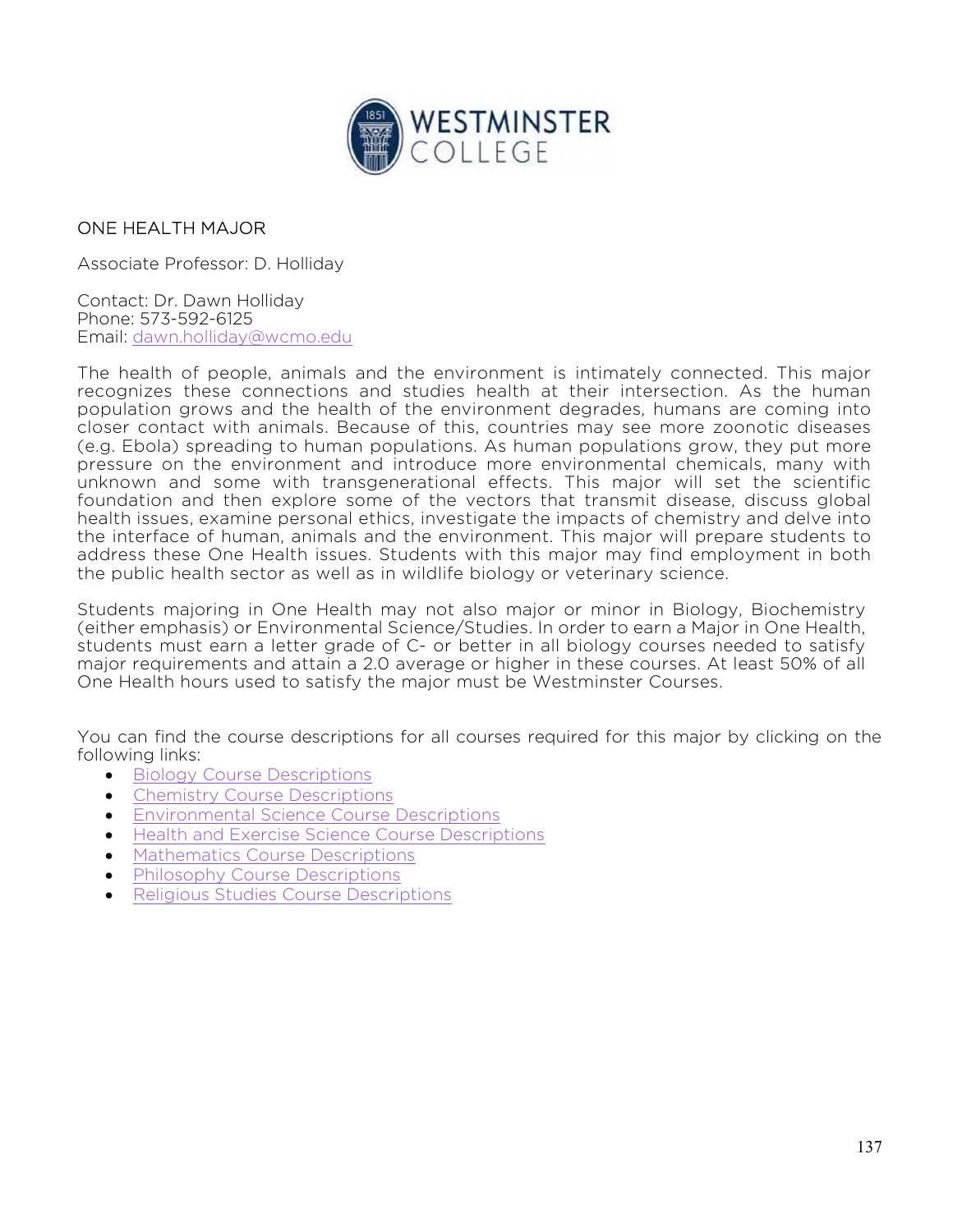# ONE HEALTH MAJOR

Associate Professor: D. Holliday

Contact: Dr. Dawn Holliday
Phone: 573-592-6125
Email: dawn.holliday@wcmo.edu

The health of people, animals and the environment is intimately connected. This major recognizes these connections and studies health at their intersection. As the human population grows and the health of the environment degrades, humans are coming into closer contact with animals. Because of this, countries may see more zoonotic diseases (e.g. Ebola) spreading to human populations. As human populations grow, they put more pressure on the environment and introduce more environmental chemicals, many with unknown and some with transgenerational effects. This major will set the scientific foundation and then explore some of the vectors that transmit disease, discuss global health issues, examine personal ethics, investigate the impacts of chemistry and delve into the interface of human, animals and the environment. This major will prepare students to address these One Health issues. Students with this major may find employment in both the public health sector as well as in wildlife biology or veterinary science.

Students majoring in One Health may not also major or minor in Biology, Biochemistry (either emphasis) or Environmental Science/Studies. In order to earn a Major in One Health, students must earn a letter grade of C- or better in all biology courses needed to satisfy major requirements and attain a 2.0 average or higher in these courses. At least 50% of all One Health hours used to satisfy the major must be Westminster Courses.

You can find the course descriptions for all courses required for this major by clicking on the following links:

- Biology Course Descriptions
- Chemistry Course Descriptions
- Environmental Science Course Descriptions
- Health and Exercise Science Course Descriptions
- Mathematics Course Descriptions
- Philosophy Course Descriptions
- Religious Studies Course Descriptions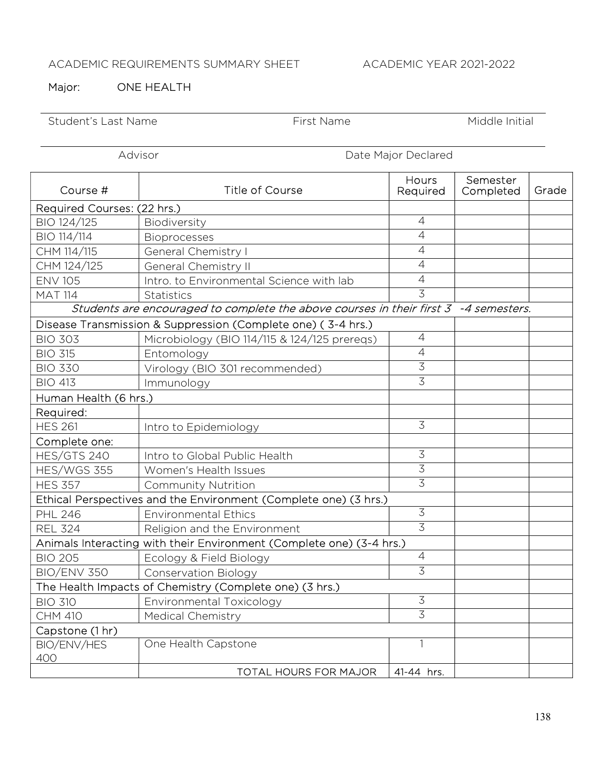ACADEMIC REQUIREMENTS SUMMARY SHEET ACADEMIC YEAR 2021-2022

Major: ONE HEALTH

Student's Last Name First Name Middle Initial

Advisor Date Major Declared

| Course # | Title of Course | Hours Required | Semester Completed | Grade |
|---|---|---|---|---|
| Required Courses: (22 hrs.) | | | | |
| BIO 124/125 | Biodiversity | 4 | | |
| BIO 114/114 | Bioprocesses | 4 | | |
| CHM 114/115 | General Chemistry I | 4 | | |
| CHM 124/125 | General Chemistry II | 4 | | |
| ENV 105 | Intro. to Environmental Science with lab | 4 | | |
| MAT 114 | Statistics | 3 | | |
| *Students are encouraged to complete the above courses in their first 3 -4 semesters.* | | | | |
| Disease Transmission & Suppression (Complete one) ( 3-4 hrs.) | | | | |
| BIO 303 | Microbiology (BIO 114/115 & 124/125 prereqs) | 4 | | |
| BIO 315 | Entomology | 4 | | |
| BIO 330 | Virology (BIO 301 recommended) | 3 | | |
| BIO 413 | Immunology | 3 | | |
| Human Health (6 hrs.) | | | | |
| Required: | | | | |
| HES 261 | Intro to Epidemiology | 3 | | |
| Complete one: | | | | |
| HES/GTS 240 | Intro to Global Public Health | 3 | | |
| HES/WGS 355 | Women's Health Issues | 3 | | |
| HES 357 | Community Nutrition | 3 | | |
| Ethical Perspectives and the Environment (Complete one) (3 hrs.) | | | | |
| PHL 246 | Environmental Ethics | 3 | | |
| REL 324 | Religion and the Environment | 3 | | |
| Animals Interacting with their Environment (Complete one) (3-4 hrs.) | | | | |
| BIO 205 | Ecology & Field Biology | 4 | | |
| BIO/ENV 350 | Conservation Biology | 3 | | |
| The Health Impacts of Chemistry (Complete one) (3 hrs.) | | | | |
| BIO 310 | Environmental Toxicology | 3 | | |
| CHM 410 | Medical Chemistry | 3 | | |
| Capstone (1 hr) | | | | |
| BIO/ENV/HES 400 | One Health Capstone | 1 | | |
| | TOTAL HOURS FOR MAJOR | 41-44 hrs. | | |